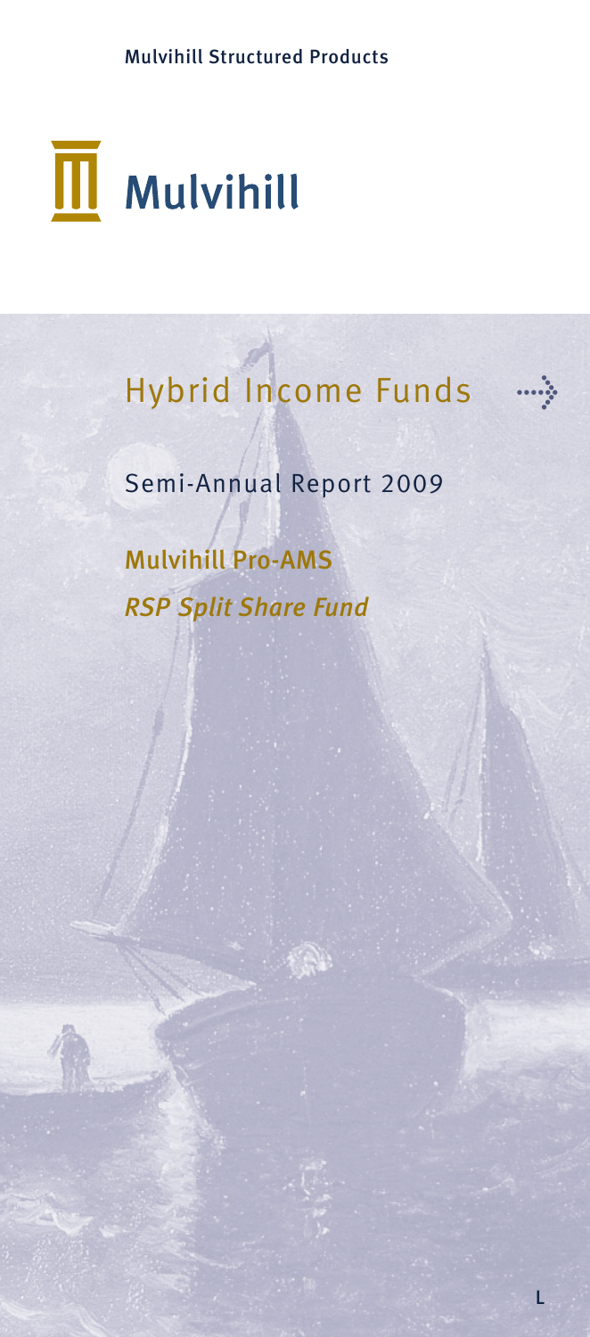Mulvihill Structured Products

Mulvihill

# Hybrid Income Funds

Semi-Annual Report 2009

## Mulvihill Pro-AMS

## *RSP Split Share Fund*

L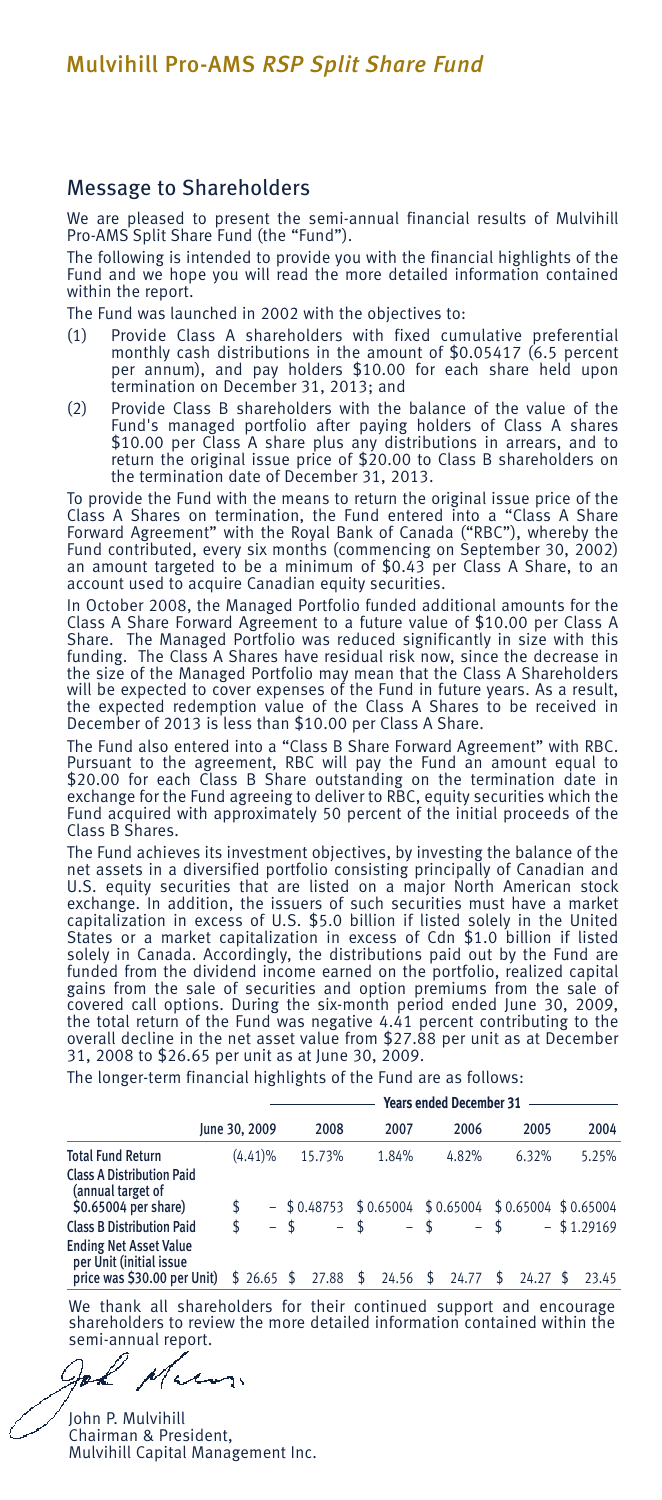# Mulvihill Pro-AMS *RSP Split Share Fund*

## Message to Shareholders

We are pleased to present the semi-annual financial results of Mulvihill Pro-AMS Split Share Fund (the "Fund").

The following is intended to provide you with the financial highlights of the Fund and we hope you will read the more detailed information contained within the report.

The Fund was launched in 2002 with the objectives to:

(1) Provide Class A shareholders with fixed cumulative preferential monthly cash distributions in the amount of $0.05417 (6.5 percent per annum), and pay holders $10.00 for each share held upon termination on December 31, 2013; and

(2) Provide Class B shareholders with the balance of the value of the Fund's managed portfolio after paying holders of Class A shares $10.00 per Class A share plus any distributions in arrears, and to return the original issue price of $20.00 to Class B shareholders on the termination date of December 31, 2013.

To provide the Fund with the means to return the original issue price of the Class A Shares on termination, the Fund entered into a "Class A Share Forward Agreement" with the Royal Bank of Canada ("RBC"), whereby the Fund contributed, every six months (commencing on September 30, 2002) an amount targeted to be a minimum of $0.43 per Class A Share, to an account used to acquire Canadian equity securities.

In October 2008, the Managed Portfolio funded additional amounts for the Class A Share Forward Agreement to a future value of $10.00 per Class A Share. The Managed Portfolio was reduced significantly in size with this funding. The Class A Shares have residual risk now, since the decrease in the size of the Managed Portfolio may mean that the Class A Shareholders will be expected to cover expenses of the Fund in future years. As a result, the expected redemption value of the Class A Shares to be received in December of 2013 is less than $10.00 per Class A Share.

The Fund also entered into a "Class B Share Forward Agreement" with RBC. Pursuant to the agreement, RBC will pay the Fund an amount equal to $20.00 for each Class B Share outstanding on the termination date in exchange for the Fund agreeing to deliver to RBC, equity securities which the Fund acquired with approximately 50 percent of the initial proceeds of the Class B Shares.

The Fund achieves its investment objectives, by investing the balance of the net assets in a diversified portfolio consisting principally of Canadian and U.S. equity securities that are listed on a major North American stock exchange. In addition, the issuers of such securities must have a market capitalization in excess of U.S. $5.0 billion if listed solely in the United States or a market capitalization in excess of Cdn $1.0 billion if listed solely in Canada. Accordingly, the distributions paid out by the Fund are funded from the dividend income earned on the portfolio, realized capital gains from the sale of securities and option premiums from the sale of covered call options. During the six-month period ended June 30, 2009, the total return of the Fund was negative 4.41 percent contributing to the overall decline in the net asset value from $27.88 per unit as at December 31, 2008 to $26.65 per unit as at June 30, 2009.

The longer-term financial highlights of the Fund are as follows:

| | | Years ended December 31 | | | | |
|---|---|---|---|---|---|---|
| | June 30, 2009 | 2008 | 2007 | 2006 | 2005 | 2004 |
| **Total Fund Return** | (4.41)% | 15.73% | 1.84% | 4.82% | 6.32% | 5.25% |
| **Class A Distribution Paid** (annual target of $0.65004 per share) | $ – | $ 0.48753 | $ 0.65004 | $ 0.65004 | $ 0.65004 | $ 0.65004 |
| **Class B Distribution Paid** | $ – | $ – | $ – | $ – | $ – | $ 1.29169 |
| **Ending Net Asset Value per Unit** (initial issue price was $30.00 per Unit) | $ 26.65 | $ 27.88 | $ 24.56 | $ 24.77 | $ 24.27 | $ 23.45 |

We thank all shareholders for their continued support and encourage shareholders to review the more detailed information contained within the semi-annual report.

John P. Mulvihill
Chairman & President,
Mulvihill Capital Management Inc.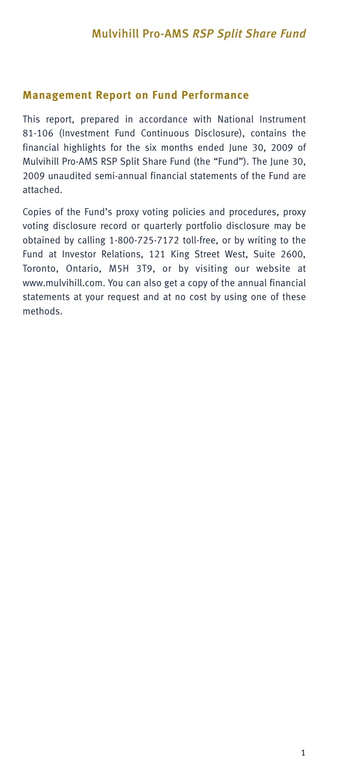## Management Report on Fund Performance

This report, prepared in accordance with National Instrument 81-106 (Investment Fund Continuous Disclosure), contains the financial highlights for the six months ended June 30, 2009 of Mulvihill Pro-AMS RSP Split Share Fund (the "Fund"). The June 30, 2009 unaudited semi-annual financial statements of the Fund are attached.

Copies of the Fund's proxy voting policies and procedures, proxy voting disclosure record or quarterly portfolio disclosure may be obtained by calling 1-800-725-7172 toll-free, or by writing to the Fund at Investor Relations, 121 King Street West, Suite 2600, Toronto, Ontario, M5H 3T9, or by visiting our website at www.mulvihill.com. You can also get a copy of the annual financial statements at your request and at no cost by using one of these methods.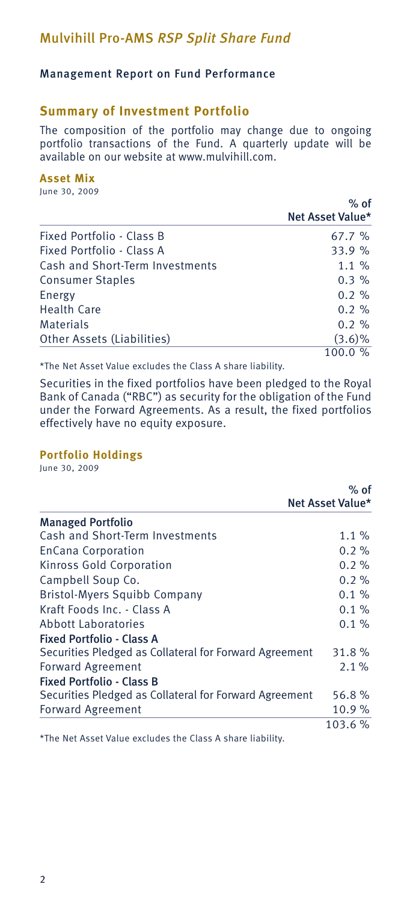# Mulvihill Pro-AMS *RSP Split Share Fund*

## Management Report on Fund Performance

### Summary of Investment Portfolio

The composition of the portfolio may change due to ongoing portfolio transactions of the Fund. A quarterly update will be available on our website at www.mulvihill.com.

#### Asset Mix

June 30, 2009

| | % of Net Asset Value* |
|---|---|
| Fixed Portfolio - Class B | 67.7 % |
| Fixed Portfolio - Class A | 33.9 % |
| Cash and Short-Term Investments | 1.1 % |
| Consumer Staples | 0.3 % |
| Energy | 0.2 % |
| Health Care | 0.2 % |
| Materials | 0.2 % |
| Other Assets (Liabilities) | (3.6)% |
| | 100.0 % |

*The Net Asset Value excludes the Class A share liability.

Securities in the fixed portfolios have been pledged to the Royal Bank of Canada ("RBC") as security for the obligation of the Fund under the Forward Agreements. As a result, the fixed portfolios effectively have no equity exposure.

#### Portfolio Holdings

June 30, 2009

| | % of Net Asset Value* |
|---|---|
| **Managed Portfolio** | |
| Cash and Short-Term Investments | 1.1 % |
| EnCana Corporation | 0.2 % |
| Kinross Gold Corporation | 0.2 % |
| Campbell Soup Co. | 0.2 % |
| Bristol-Myers Squibb Company | 0.1 % |
| Kraft Foods Inc. - Class A | 0.1 % |
| Abbott Laboratories | 0.1 % |
| **Fixed Portfolio - Class A** | |
| Securities Pledged as Collateral for Forward Agreement | 31.8 % |
| Forward Agreement | 2.1 % |
| **Fixed Portfolio - Class B** | |
| Securities Pledged as Collateral for Forward Agreement | 56.8 % |
| Forward Agreement | 10.9 % |
| | 103.6 % |

*The Net Asset Value excludes the Class A share liability.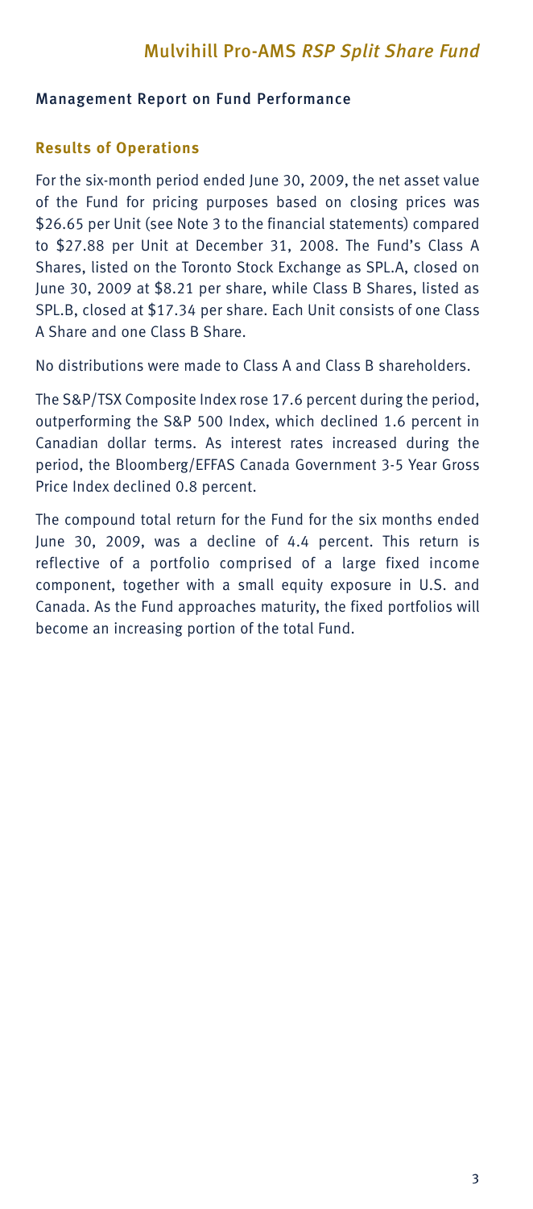## Management Report on Fund Performance

### Results of Operations

For the six-month period ended June 30, 2009, the net asset value of the Fund for pricing purposes based on closing prices was $26.65 per Unit (see Note 3 to the financial statements) compared to $27.88 per Unit at December 31, 2008. The Fund's Class A Shares, listed on the Toronto Stock Exchange as SPL.A, closed on June 30, 2009 at $8.21 per share, while Class B Shares, listed as SPL.B, closed at $17.34 per share. Each Unit consists of one Class A Share and one Class B Share.

No distributions were made to Class A and Class B shareholders.

The S&P/TSX Composite Index rose 17.6 percent during the period, outperforming the S&P 500 Index, which declined 1.6 percent in Canadian dollar terms. As interest rates increased during the period, the Bloomberg/EFFAS Canada Government 3-5 Year Gross Price Index declined 0.8 percent.

The compound total return for the Fund for the six months ended June 30, 2009, was a decline of 4.4 percent. This return is reflective of a portfolio comprised of a large fixed income component, together with a small equity exposure in U.S. and Canada. As the Fund approaches maturity, the fixed portfolios will become an increasing portion of the total Fund.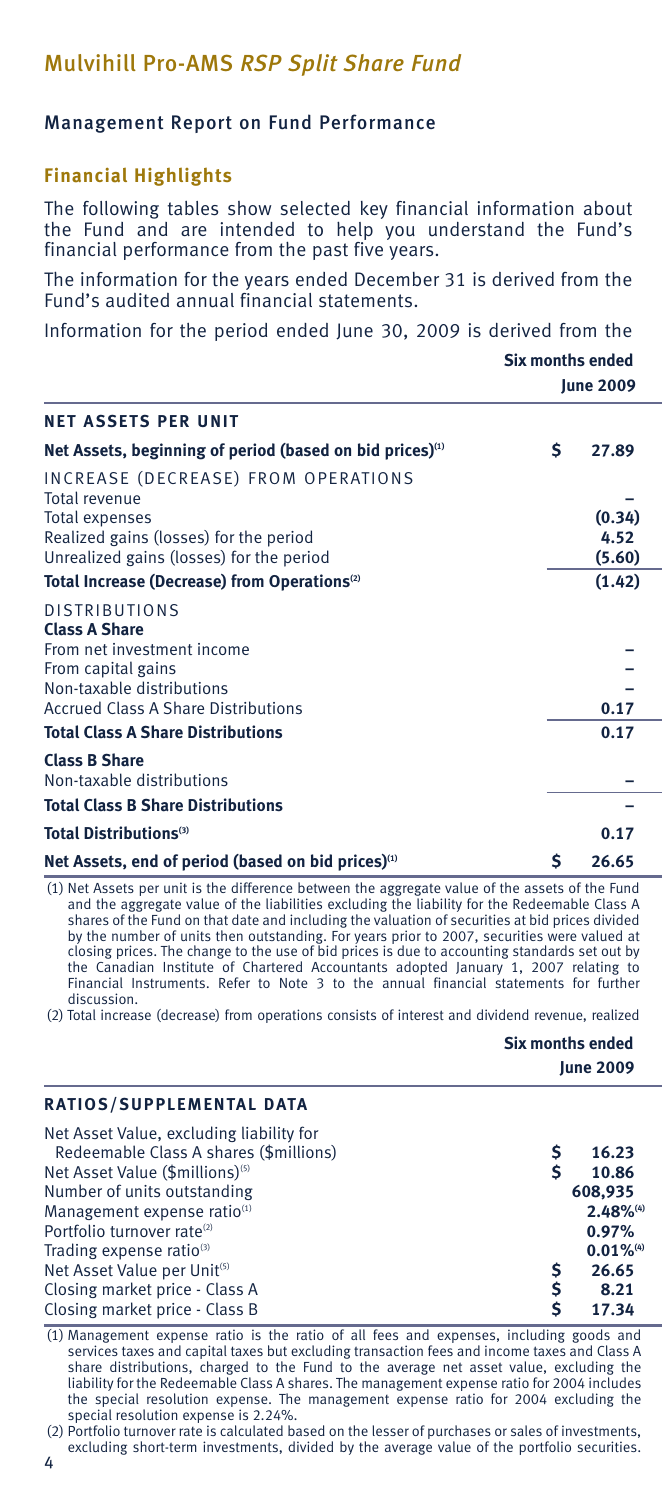# Mulvihill Pro-AMS *RSP Split Share Fund*

## Management Report on Fund Performance

### Financial Highlights

The following tables show selected key financial information about the Fund and are intended to help you understand the Fund's financial performance from the past five years.

The information for the years ended December 31 is derived from the Fund's audited annual financial statements.

Information for the period ended June 30, 2009 is derived from the

| | Six months ended June 2009 |
|---|---|
| **NET ASSETS PER UNIT** | |
| **Net Assets, beginning of period (based on bid prices)[1]** | **$ 27.89** |
| INCREASE (DECREASE) FROM OPERATIONS | |
| Total revenue | – |
| Total expenses | (0.34) |
| Realized gains (losses) for the period | 4.52 |
| Unrealized gains (losses) for the period | (5.60) |
| **Total Increase (Decrease) from Operations[2]** | **(1.42)** |
| DISTRIBUTIONS | |
| **Class A Share** | |
| From net investment income | – |
| From capital gains | – |
| Non-taxable distributions | – |
| Accrued Class A Share Distributions | 0.17 |
| **Total Class A Share Distributions** | **0.17** |
| **Class B Share** | |
| Non-taxable distributions | – |
| **Total Class B Share Distributions** | **–** |
| **Total Distributions[3]** | **0.17** |
| **Net Assets, end of period (based on bid prices)[1]** | **$ 26.65** |

(1) Net Assets per unit is the difference between the aggregate value of the assets of the Fund and the aggregate value of the liabilities excluding the liability for the Redeemable Class A shares of the Fund on that date and including the valuation of securities at bid prices divided by the number of units then outstanding. For years prior to 2007, securities were valued at closing prices. The change to the use of bid prices is due to accounting standards set out by the Canadian Institute of Chartered Accountants adopted January 1, 2007 relating to Financial Instruments. Refer to Note 3 to the annual financial statements for further discussion.

(2) Total increase (decrease) from operations consists of interest and dividend revenue, realized

| | Six months ended June 2009 |
|---|---|
| **RATIOS/SUPPLEMENTAL DATA** | |
| Net Asset Value, excluding liability for Redeemable Class A shares ($millions) | $ 16.23 |
| Net Asset Value ($millions)[5] | $ 10.86 |
| Number of units outstanding | 608,935 |
| Management expense ratio[1] | 2.48%[4] |
| Portfolio turnover rate[2] | 0.97% |
| Trading expense ratio[3] | 0.01%[4] |
| Net Asset Value per Unit[5] | $ 26.65 |
| Closing market price - Class A | $ 8.21 |
| Closing market price - Class B | $ 17.34 |

(1) Management expense ratio is the ratio of all fees and expenses, including goods and services taxes and capital taxes but excluding transaction fees and income taxes and Class A share distributions, charged to the Fund to the average net asset value, excluding the liability for the Redeemable Class A shares. The management expense ratio for 2004 includes the special resolution expense. The management expense ratio for 2004 excluding the special resolution expense is 2.24%.

(2) Portfolio turnover rate is calculated based on the lesser of purchases or sales of investments, excluding short-term investments, divided by the average value of the portfolio securities.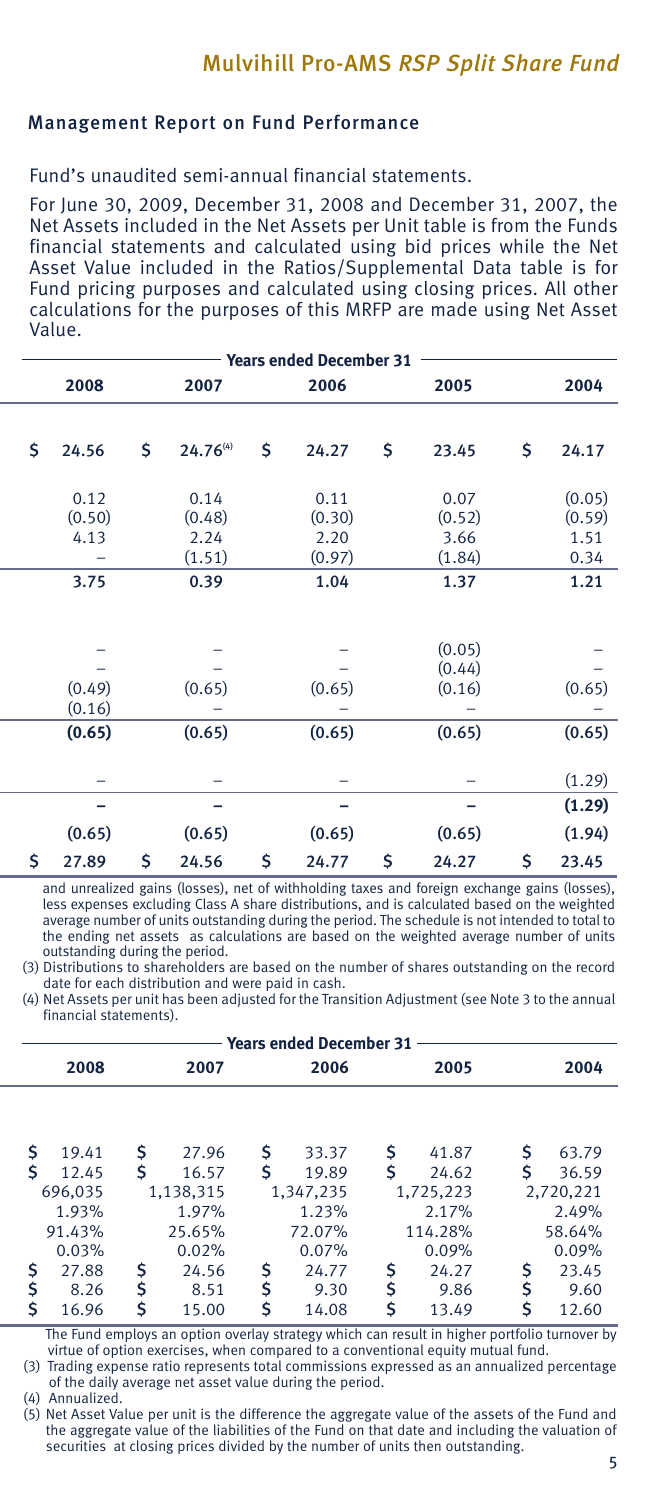## Management Report on Fund Performance

Fund's unaudited semi-annual financial statements.

For June 30, 2009, December 31, 2008 and December 31, 2007, the Net Assets included in the Net Assets per Unit table is from the Funds financial statements and calculated using bid prices while the Net Asset Value included in the Ratios/Supplemental Data table is for Fund pricing purposes and calculated using closing prices. All other calculations for the purposes of this MRFP are made using Net Asset Value.

| Years ended December 31 | | | | |
|---|---|---|---|---|
| 2008 | 2007 | 2006 | 2005 | 2004 |
| $ 24.56 | $ 24.76[4] | $ 24.27 | $ 23.45 | $ 24.17 |
| 0.12 | 0.14 | 0.11 | 0.07 | (0.05) |
| (0.50) | (0.48) | (0.30) | (0.52) | (0.59) |
| 4.13 | 2.24 | 2.20 | 3.66 | 1.51 |
| – | (1.51) | (0.97) | (1.84) | 0.34 |
| 3.75 | 0.39 | 1.04 | 1.37 | 1.21 |
| – | – | – | (0.05) | – |
| – | – | – | (0.44) | – |
| (0.49) | (0.65) | (0.65) | (0.16) | (0.65) |
| (0.16) | – | – | – | – |
| **(0.65)** | **(0.65)** | **(0.65)** | **(0.65)** | **(0.65)** |
| – | – | – | – | (1.29) |
| **–** | **–** | **–** | **–** | **(1.29)** |
| **(0.65)** | **(0.65)** | **(0.65)** | **(0.65)** | **(1.94)** |
| $ 27.89 | $ 24.56 | $ 24.77 | $ 24.27 | $ 23.45 |

and unrealized gains (losses), net of withholding taxes and foreign exchange gains (losses), less expenses excluding Class A share distributions, and is calculated based on the weighted average number of units outstanding during the period. The schedule is not intended to total to the ending net assets as calculations are based on the weighted average number of units outstanding during the period.

(3) Distributions to shareholders are based on the number of shares outstanding on the record date for each distribution and were paid in cash.

(4) Net Assets per unit has been adjusted for the Transition Adjustment (see Note 3 to the annual financial statements).

| Years ended December 31 | | | | |
|---|---|---|---|---|
| 2008 | 2007 | 2006 | 2005 | 2004 |
| $ 19.41 | $ 27.96 | $ 33.37 | $ 41.87 | $ 63.79 |
| $ 12.45 | $ 16.57 | $ 19.89 | $ 24.62 | $ 36.59 |
| 696,035 | 1,138,315 | 1,347,235 | 1,725,223 | 2,720,221 |
| 1.93% | 1.97% | 1.23% | 2.17% | 2.49% |
| 91.43% | 25.65% | 72.07% | 114.28% | 58.64% |
| 0.03% | 0.02% | 0.07% | 0.09% | 0.09% |
| $ 27.88 | $ 24.56 | $ 24.77 | $ 24.27 | $ 23.45 |
| $ 8.26 | $ 8.51 | $ 9.30 | $ 9.86 | $ 9.60 |
| $ 16.96 | $ 15.00 | $ 14.08 | $ 13.49 | $ 12.60 |

The Fund employs an option overlay strategy which can result in higher portfolio turnover by virtue of option exercises, when compared to a conventional equity mutual fund.

(3) Trading expense ratio represents total commissions expressed as an annualized percentage of the daily average net asset value during the period.

(4) Annualized.

(5) Net Asset Value per unit is the difference the aggregate value of the assets of the Fund and the aggregate value of the liabilities of the Fund on that date and including the valuation of securities at closing prices divided by the number of units then outstanding.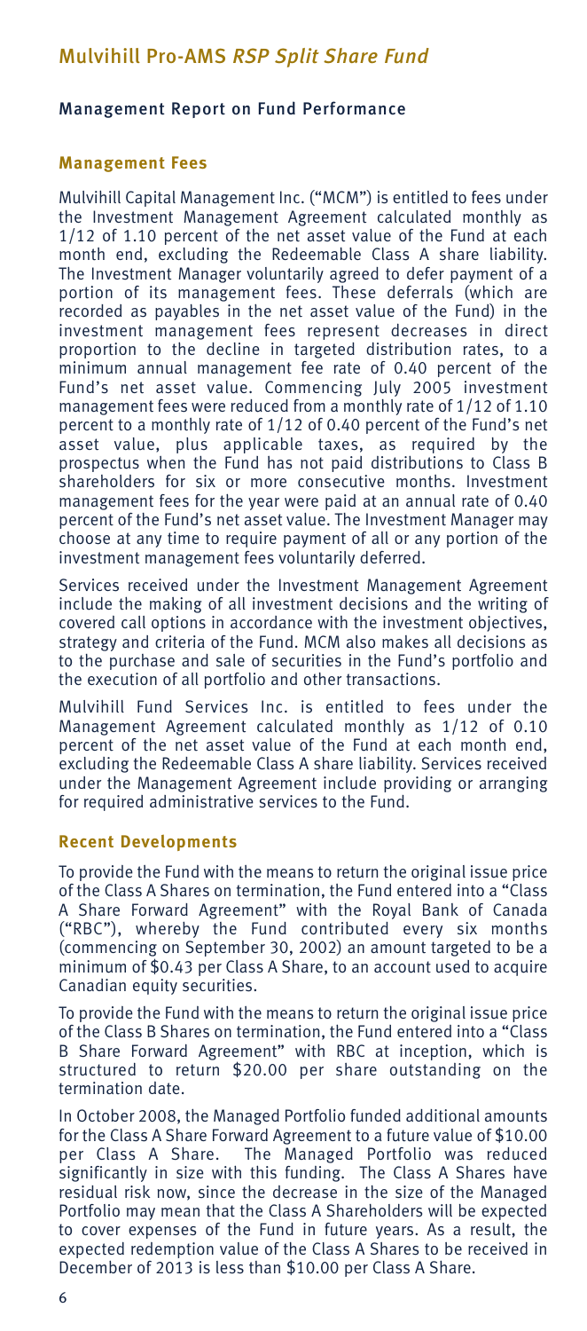## Management Report on Fund Performance

### Management Fees

Mulvihill Capital Management Inc. ("MCM") is entitled to fees under the Investment Management Agreement calculated monthly as 1/12 of 1.10 percent of the net asset value of the Fund at each month end, excluding the Redeemable Class A share liability. The Investment Manager voluntarily agreed to defer payment of a portion of its management fees. These deferrals (which are recorded as payables in the net asset value of the Fund) in the investment management fees represent decreases in direct proportion to the decline in targeted distribution rates, to a minimum annual management fee rate of 0.40 percent of the Fund's net asset value. Commencing July 2005 investment management fees were reduced from a monthly rate of 1/12 of 1.10 percent to a monthly rate of 1/12 of 0.40 percent of the Fund's net asset value, plus applicable taxes, as required by the prospectus when the Fund has not paid distributions to Class B shareholders for six or more consecutive months. Investment management fees for the year were paid at an annual rate of 0.40 percent of the Fund's net asset value. The Investment Manager may choose at any time to require payment of all or any portion of the investment management fees voluntarily deferred.

Services received under the Investment Management Agreement include the making of all investment decisions and the writing of covered call options in accordance with the investment objectives, strategy and criteria of the Fund. MCM also makes all decisions as to the purchase and sale of securities in the Fund's portfolio and the execution of all portfolio and other transactions.

Mulvihill Fund Services Inc. is entitled to fees under the Management Agreement calculated monthly as 1/12 of 0.10 percent of the net asset value of the Fund at each month end, excluding the Redeemable Class A share liability. Services received under the Management Agreement include providing or arranging for required administrative services to the Fund.

### Recent Developments

To provide the Fund with the means to return the original issue price of the Class A Shares on termination, the Fund entered into a "Class A Share Forward Agreement" with the Royal Bank of Canada ("RBC"), whereby the Fund contributed every six months (commencing on September 30, 2002) an amount targeted to be a minimum of $0.43 per Class A Share, to an account used to acquire Canadian equity securities.

To provide the Fund with the means to return the original issue price of the Class B Shares on termination, the Fund entered into a "Class B Share Forward Agreement" with RBC at inception, which is structured to return $20.00 per share outstanding on the termination date.

In October 2008, the Managed Portfolio funded additional amounts for the Class A Share Forward Agreement to a future value of $10.00 per Class A Share. The Managed Portfolio was reduced significantly in size with this funding. The Class A Shares have residual risk now, since the decrease in the size of the Managed Portfolio may mean that the Class A Shareholders will be expected to cover expenses of the Fund in future years. As a result, the expected redemption value of the Class A Shares to be received in December of 2013 is less than $10.00 per Class A Share.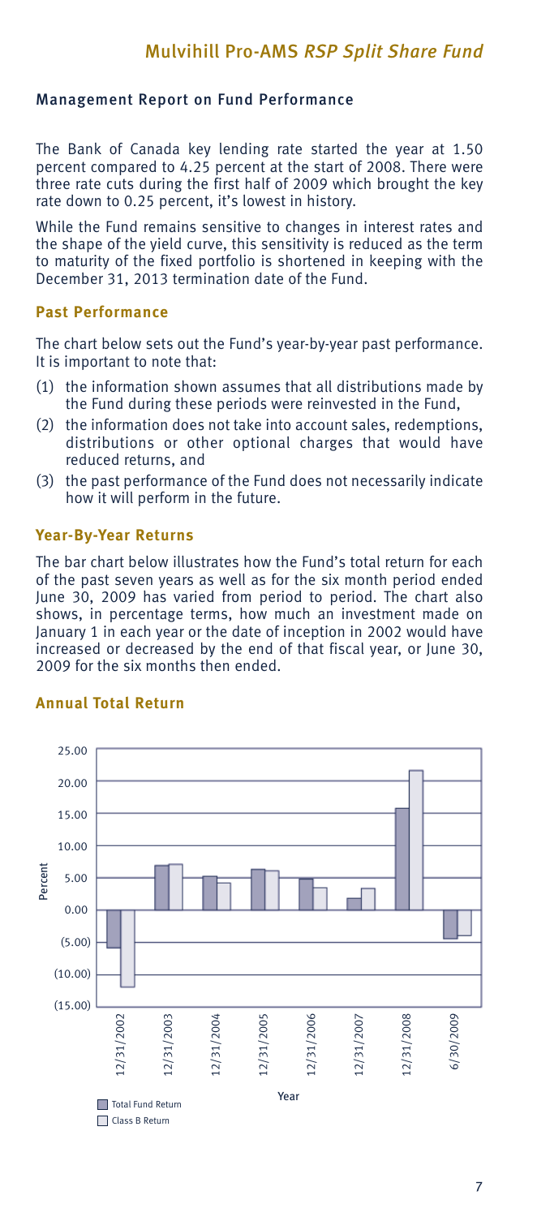## Management Report on Fund Performance

The Bank of Canada key lending rate started the year at 1.50 percent compared to 4.25 percent at the start of 2008. There were three rate cuts during the first half of 2009 which brought the key rate down to 0.25 percent, it's lowest in history.

While the Fund remains sensitive to changes in interest rates and the shape of the yield curve, this sensitivity is reduced as the term to maturity of the fixed portfolio is shortened in keeping with the December 31, 2013 termination date of the Fund.

### Past Performance

The chart below sets out the Fund's year-by-year past performance. It is important to note that:

(1) the information shown assumes that all distributions made by the Fund during these periods were reinvested in the Fund,

(2) the information does not take into account sales, redemptions, distributions or other optional charges that would have reduced returns, and

(3) the past performance of the Fund does not necessarily indicate how it will perform in the future.

### Year-By-Year Returns

The bar chart below illustrates how the Fund's total return for each of the past seven years as well as for the six month period ended June 30, 2009 has varied from period to period. The chart also shows, in percentage terms, how much an investment made on January 1 in each year or the date of inception in 2002 would have increased or decreased by the end of that fiscal year, or June 30, 2009 for the six months then ended.

### Annual Total Return

Percent: 25.00, 20.00, 15.00, 10.00, 5.00, 0.00, (5.00), (10.00), (15.00)

Year: 12/31/2002, 12/31/2003, 12/31/2004, 12/31/2005, 12/31/2006, 12/31/2007, 12/31/2008, 6/30/2009

Total Fund Return

Class B Return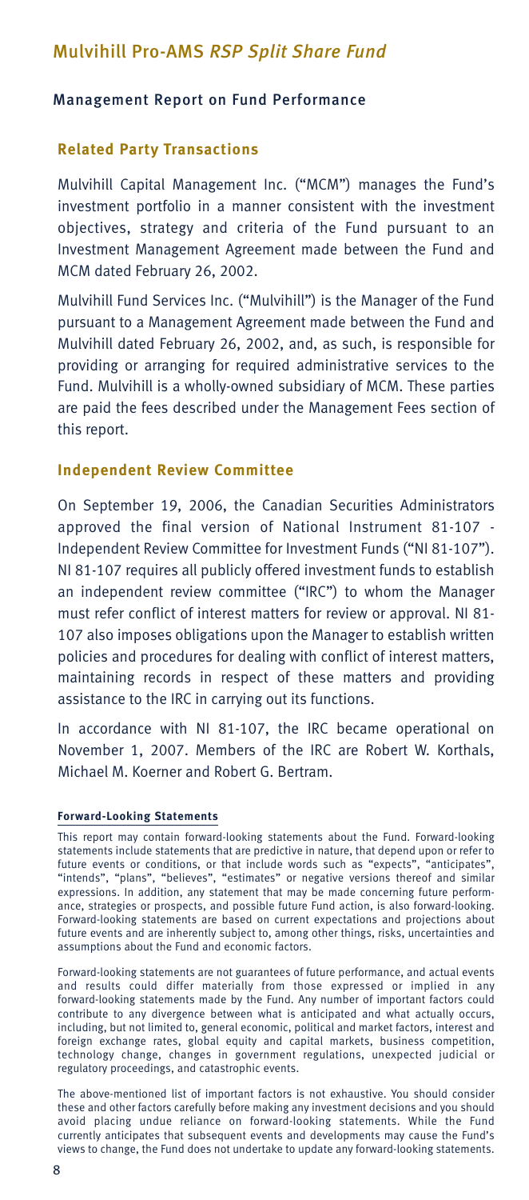## Management Report on Fund Performance

### Related Party Transactions

Mulvihill Capital Management Inc. ("MCM") manages the Fund's investment portfolio in a manner consistent with the investment objectives, strategy and criteria of the Fund pursuant to an Investment Management Agreement made between the Fund and MCM dated February 26, 2002.

Mulvihill Fund Services Inc. ("Mulvihill") is the Manager of the Fund pursuant to a Management Agreement made between the Fund and Mulvihill dated February 26, 2002, and, as such, is responsible for providing or arranging for required administrative services to the Fund. Mulvihill is a wholly-owned subsidiary of MCM. These parties are paid the fees described under the Management Fees section of this report.

### Independent Review Committee

On September 19, 2006, the Canadian Securities Administrators approved the final version of National Instrument 81-107 - Independent Review Committee for Investment Funds ("NI 81-107"). NI 81-107 requires all publicly offered investment funds to establish an independent review committee ("IRC") to whom the Manager must refer conflict of interest matters for review or approval. NI 81-107 also imposes obligations upon the Manager to establish written policies and procedures for dealing with conflict of interest matters, maintaining records in respect of these matters and providing assistance to the IRC in carrying out its functions.

In accordance with NI 81-107, the IRC became operational on November 1, 2007. Members of the IRC are Robert W. Korthals, Michael M. Koerner and Robert G. Bertram.

#### Forward-Looking Statements

This report may contain forward-looking statements about the Fund. Forward-looking statements include statements that are predictive in nature, that depend upon or refer to future events or conditions, or that include words such as "expects", "anticipates", "intends", "plans", "believes", "estimates" or negative versions thereof and similar expressions. In addition, any statement that may be made concerning future performance, strategies or prospects, and possible future Fund action, is also forward-looking. Forward-looking statements are based on current expectations and projections about future events and are inherently subject to, among other things, risks, uncertainties and assumptions about the Fund and economic factors.

Forward-looking statements are not guarantees of future performance, and actual events and results could differ materially from those expressed or implied in any forward-looking statements made by the Fund. Any number of important factors could contribute to any divergence between what is anticipated and what actually occurs, including, but not limited to, general economic, political and market factors, interest and foreign exchange rates, global equity and capital markets, business competition, technology change, changes in government regulations, unexpected judicial or regulatory proceedings, and catastrophic events.

The above-mentioned list of important factors is not exhaustive. You should consider these and other factors carefully before making any investment decisions and you should avoid placing undue reliance on forward-looking statements. While the Fund currently anticipates that subsequent events and developments may cause the Fund's views to change, the Fund does not undertake to update any forward-looking statements.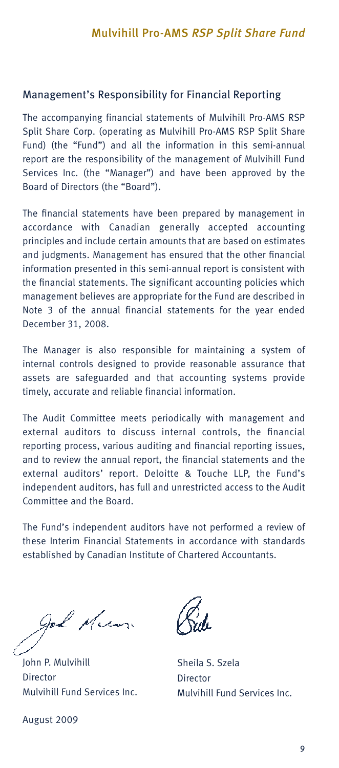## Management's Responsibility for Financial Reporting

The accompanying financial statements of Mulvihill Pro-AMS RSP Split Share Corp. (operating as Mulvihill Pro-AMS RSP Split Share Fund) (the "Fund") and all the information in this semi-annual report are the responsibility of the management of Mulvihill Fund Services Inc. (the "Manager") and have been approved by the Board of Directors (the "Board").

The financial statements have been prepared by management in accordance with Canadian generally accepted accounting principles and include certain amounts that are based on estimates and judgments. Management has ensured that the other financial information presented in this semi-annual report is consistent with the financial statements. The significant accounting policies which management believes are appropriate for the Fund are described in Note 3 of the annual financial statements for the year ended December 31, 2008.

The Manager is also responsible for maintaining a system of internal controls designed to provide reasonable assurance that assets are safeguarded and that accounting systems provide timely, accurate and reliable financial information.

The Audit Committee meets periodically with management and external auditors to discuss internal controls, the financial reporting process, various auditing and financial reporting issues, and to review the annual report, the financial statements and the external auditors' report. Deloitte & Touche LLP, the Fund's independent auditors, has full and unrestricted access to the Audit Committee and the Board.

The Fund's independent auditors have not performed a review of these Interim Financial Statements in accordance with standards established by Canadian Institute of Chartered Accountants.

John P. Mulvihill
Director
Mulvihill Fund Services Inc.

Sheila S. Szela
Director
Mulvihill Fund Services Inc.

August 2009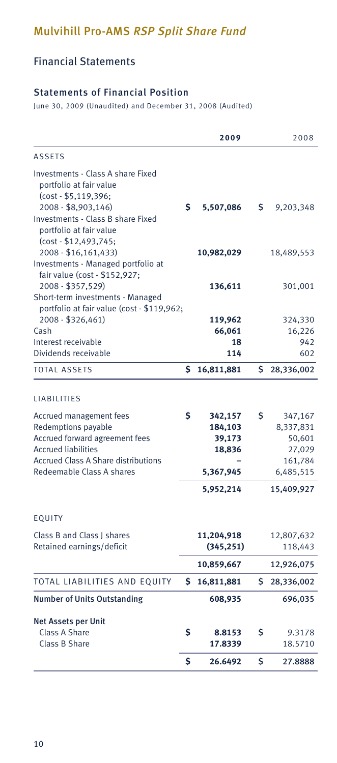# Mulvihill Pro-AMS *RSP Split Share Fund*

## Financial Statements

### Statements of Financial Position

June 30, 2009 (Unaudited) and December 31, 2008 (Audited)

| | 2009 | 2008 |
|---|---|---|
| ASSETS | | |
| Investments - Class A share Fixed portfolio at fair value (cost - $5,119,396; 2008 - $8,903,146) | $ 5,507,086 | $ 9,203,348 |
| Investments - Class B share Fixed portfolio at fair value (cost - $12,493,745; 2008 - $16,161,433) | 10,982,029 | 18,489,553 |
| Investments - Managed portfolio at fair value (cost - $152,927; 2008 - $357,529) | 136,611 | 301,001 |
| Short-term investments - Managed portfolio at fair value (cost - $119,962; 2008 - $326,461) | 119,962 | 324,330 |
| Cash | 66,061 | 16,226 |
| Interest receivable | 18 | 942 |
| Dividends receivable | 114 | 602 |
| TOTAL ASSETS | $ 16,811,881 | $ 28,336,002 |
| LIABILITIES | | |
| Accrued management fees | $ 342,157 | $ 347,167 |
| Redemptions payable | 184,103 | 8,337,831 |
| Accrued forward agreement fees | 39,173 | 50,601 |
| Accrued liabilities | 18,836 | 27,029 |
| Accrued Class A Share distributions | – | 161,784 |
| Redeemable Class A shares | 5,367,945 | 6,485,515 |
| | 5,952,214 | 15,409,927 |
| EQUITY | | |
| Class B and Class J shares | 11,204,918 | 12,807,632 |
| Retained earnings/deficit | (345,251) | 118,443 |
| | 10,859,667 | 12,926,075 |
| TOTAL LIABILITIES AND EQUITY | $ 16,811,881 | $ 28,336,002 |
| **Number of Units Outstanding** | 608,935 | 696,035 |
| **Net Assets per Unit** | | |
| Class A Share | $ 8.8153 | $ 9.3178 |
| Class B Share | 17.8339 | 18.5710 |
| | $ 26.6492 | $ 27.8888 |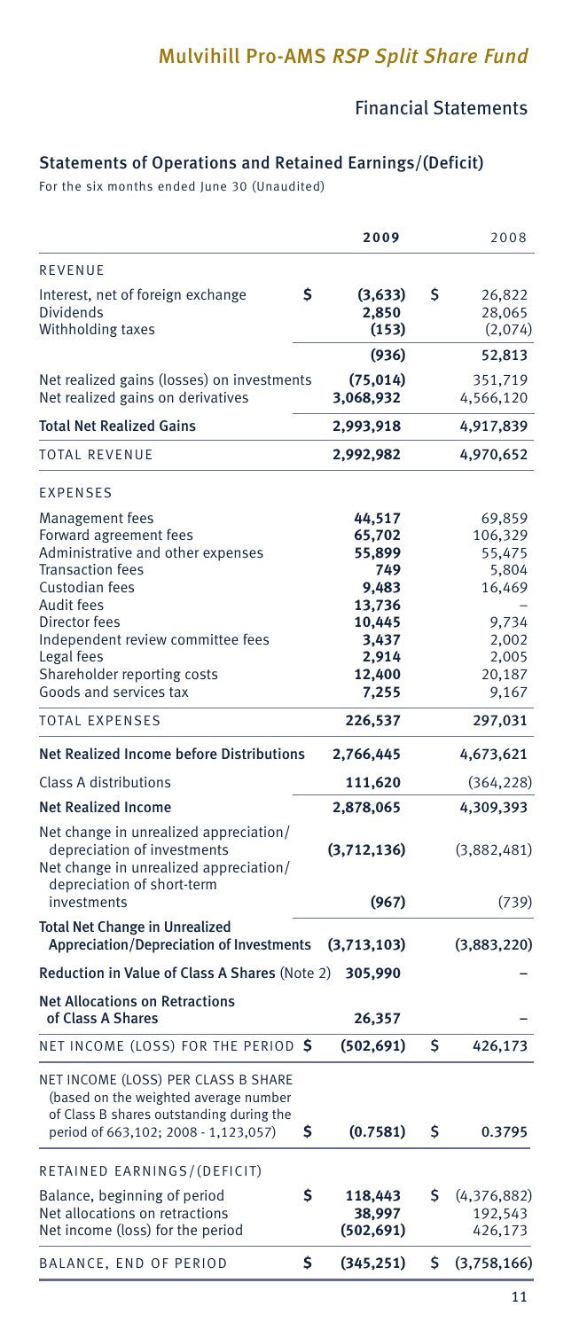# Mulvihill Pro-AMS *RSP Split Share Fund*

## Financial Statements

### Statements of Operations and Retained Earnings/(Deficit)

For the six months ended June 30 (Unaudited)

| | 2009 | 2008 |
|---|---|---|
| **REVENUE** | | |
| Interest, net of foreign exchange | $ **(3,633)** | $ 26,822 |
| Dividends | **2,850** | 28,065 |
| Withholding taxes | **(153)** | (2,074) |
| | **(936)** | 52,813 |
| Net realized gains (losses) on investments | **(75,014)** | 351,719 |
| Net realized gains on derivatives | **3,068,932** | 4,566,120 |
| **Total Net Realized Gains** | **2,993,918** | 4,917,839 |
| TOTAL REVENUE | **2,992,982** | 4,970,652 |
| **EXPENSES** | | |
| Management fees | **44,517** | 69,859 |
| Forward agreement fees | **65,702** | 106,329 |
| Administrative and other expenses | **55,899** | 55,475 |
| Transaction fees | **749** | 5,804 |
| Custodian fees | **9,483** | 16,469 |
| Audit fees | **13,736** | – |
| Director fees | **10,445** | 9,734 |
| Independent review committee fees | **3,437** | 2,002 |
| Legal fees | **2,914** | 2,005 |
| Shareholder reporting costs | **12,400** | 20,187 |
| Goods and services tax | **7,255** | 9,167 |
| TOTAL EXPENSES | **226,537** | 297,031 |
| **Net Realized Income before Distributions** | **2,766,445** | 4,673,621 |
| Class A distributions | **111,620** | (364,228) |
| **Net Realized Income** | **2,878,065** | 4,309,393 |
| Net change in unrealized appreciation/depreciation of investments | **(3,712,136)** | (3,882,481) |
| Net change in unrealized appreciation/depreciation of short-term investments | **(967)** | (739) |
| **Total Net Change in Unrealized Appreciation/Depreciation of Investments** | **(3,713,103)** | (3,883,220) |
| **Reduction in Value of Class A Shares** (Note 2) | **305,990** | – |
| **Net Allocations on Retractions of Class A Shares** | **26,357** | – |
| NET INCOME (LOSS) FOR THE PERIOD | $ **(502,691)** | $ 426,173 |
| NET INCOME (LOSS) PER CLASS B SHARE (based on the weighted average number of Class B shares outstanding during the period of 663,102; 2008 - 1,123,057) | $ **(0.7581)** | $ 0.3795 |
| RETAINED EARNINGS/(DEFICIT) | | |
| Balance, beginning of period | $ **118,443** | $ (4,376,882) |
| Net allocations on retractions | **38,997** | 192,543 |
| Net income (loss) for the period | **(502,691)** | 426,173 |
| BALANCE, END OF PERIOD | $ **(345,251)** | $ (3,758,166) |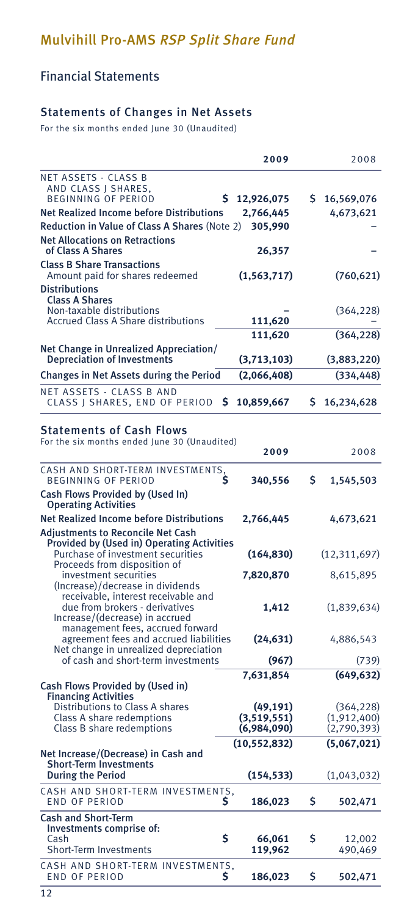# Mulvihill Pro-AMS *RSP Split Share Fund*

## Financial Statements

### Statements of Changes in Net Assets

For the six months ended June 30 (Unaudited)

| | 2009 | 2008 |
|---|---|---|
| NET ASSETS - CLASS B AND CLASS J SHARES, BEGINNING OF PERIOD | $ 12,926,075 | $ 16,569,076 |
| **Net Realized Income before Distributions** | 2,766,445 | 4,673,621 |
| **Reduction in Value of Class A Shares** (Note 2) | 305,990 | – |
| **Net Allocations on Retractions of Class A Shares** | 26,357 | – |
| **Class B Share Transactions** | | |
| Amount paid for shares redeemed | (1,563,717) | (760,621) |
| **Distributions** | | |
| **Class A Shares** | | |
| Non-taxable distributions | – | (364,228) |
| Accrued Class A Share distributions | 111,620 | – |
| | 111,620 | (364,228) |
| **Net Change in Unrealized Appreciation/ Depreciation of Investments** | (3,713,103) | (3,883,220) |
| **Changes in Net Assets during the Period** | (2,066,408) | (334,448) |
| NET ASSETS - CLASS B AND CLASS J SHARES, END OF PERIOD | $ 10,859,667 | $ 16,234,628 |

### Statements of Cash Flows

For the six months ended June 30 (Unaudited)

| | 2009 | 2008 |
|---|---|---|
| CASH AND SHORT-TERM INVESTMENTS, BEGINNING OF PERIOD | $ 340,556 | $ 1,545,503 |
| **Cash Flows Provided by (Used In) Operating Activities** | | |
| **Net Realized Income before Distributions** | 2,766,445 | 4,673,621 |
| **Adjustments to Reconcile Net Cash Provided by (Used in) Operating Activities** | | |
| Purchase of investment securities | (164,830) | (12,311,697) |
| Proceeds from disposition of investment securities | 7,820,870 | 8,615,895 |
| (Increase)/decrease in dividends receivable, interest receivable and due from brokers - derivatives | 1,412 | (1,839,634) |
| Increase/(decrease) in accrued management fees, accrued forward agreement fees and accrued liabilities | (24,631) | 4,886,543 |
| Net change in unrealized depreciation of cash and short-term investments | (967) | (739) |
| | 7,631,854 | (649,632) |
| **Cash Flows Provided by (Used in) Financing Activities** | | |
| Distributions to Class A shares | (49,191) | (364,228) |
| Class A share redemptions | (3,519,551) | (1,912,400) |
| Class B share redemptions | (6,984,090) | (2,790,393) |
| | (10,552,832) | (5,067,021) |
| **Net Increase/(Decrease) in Cash and Short-Term Investments During the Period** | (154,533) | (1,043,032) |
| CASH AND SHORT-TERM INVESTMENTS, END OF PERIOD | $ 186,023 | $ 502,471 |
| **Cash and Short-Term Investments comprise of:** | | |
| Cash | $ 66,061 | $ 12,002 |
| Short-Term Investments | 119,962 | 490,469 |
| CASH AND SHORT-TERM INVESTMENTS, END OF PERIOD | $ 186,023 | $ 502,471 |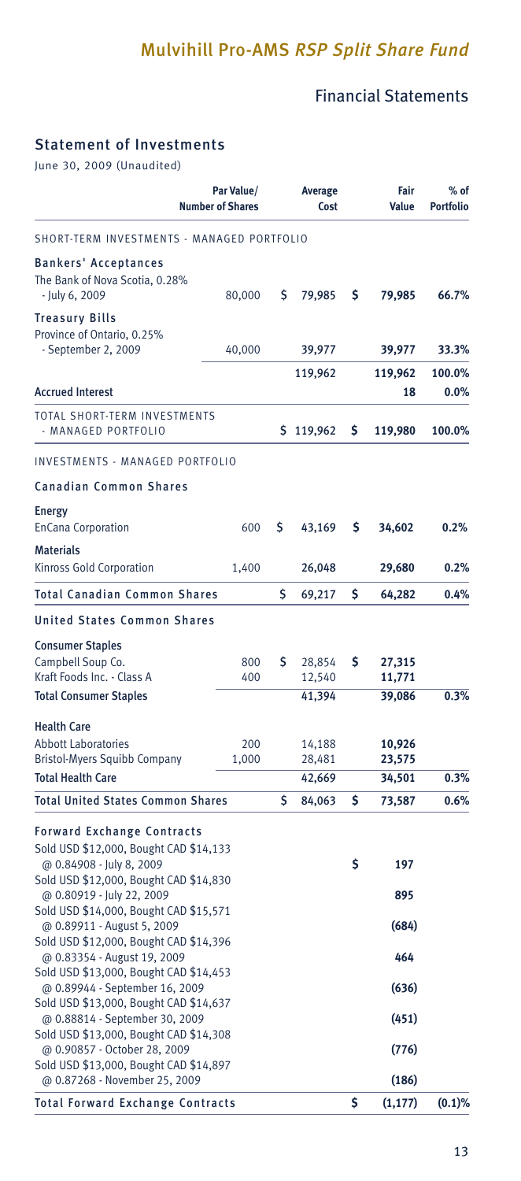# Mulvihill Pro-AMS *RSP Split Share Fund*

## Financial Statements

### Statement of Investments

June 30, 2009 (Unaudited)

| | Par Value/ Number of Shares | Average Cost | Fair Value | % of Portfolio |
|---|---|---|---|---|
| SHORT-TERM INVESTMENTS - MANAGED PORTFOLIO | | | | |
| **Bankers' Acceptances** | | | | |
| The Bank of Nova Scotia, 0.28% - July 6, 2009 | 80,000 | $ 79,985 | $ 79,985 | 66.7% |
| **Treasury Bills** | | | | |
| Province of Ontario, 0.25% - September 2, 2009 | 40,000 | 39,977 | 39,977 | 33.3% |
| | | 119,962 | 119,962 | 100.0% |
| **Accrued Interest** | | | 18 | 0.0% |
| TOTAL SHORT-TERM INVESTMENTS - MANAGED PORTFOLIO | | $ 119,962 | $ 119,980 | 100.0% |
| INVESTMENTS - MANAGED PORTFOLIO | | | | |
| **Canadian Common Shares** | | | | |
| **Energy** | | | | |
| EnCana Corporation | 600 | $ 43,169 | $ 34,602 | 0.2% |
| **Materials** | | | | |
| Kinross Gold Corporation | 1,400 | 26,048 | 29,680 | 0.2% |
| **Total Canadian Common Shares** | | $ 69,217 | $ 64,282 | 0.4% |
| **United States Common Shares** | | | | |
| **Consumer Staples** | | | | |
| Campbell Soup Co. | 800 | $ 28,854 | $ 27,315 | |
| Kraft Foods Inc. - Class A | 400 | 12,540 | 11,771 | |
| **Total Consumer Staples** | | 41,394 | 39,086 | 0.3% |
| **Health Care** | | | | |
| Abbott Laboratories | 200 | 14,188 | 10,926 | |
| Bristol-Myers Squibb Company | 1,000 | 28,481 | 23,575 | |
| **Total Health Care** | | 42,669 | 34,501 | 0.3% |
| **Total United States Common Shares** | | $ 84,063 | $ 73,587 | 0.6% |
| **Forward Exchange Contracts** | | | | |
| Sold USD $12,000, Bought CAD $14,133 @ 0.84908 - July 8, 2009 | | | $ 197 | |
| Sold USD $12,000, Bought CAD $14,830 @ 0.80919 - July 22, 2009 | | | 895 | |
| Sold USD $14,000, Bought CAD $15,571 @ 0.89911 - August 5, 2009 | | | (684) | |
| Sold USD $12,000, Bought CAD $14,396 @ 0.83354 - August 19, 2009 | | | 464 | |
| Sold USD $13,000, Bought CAD $14,453 @ 0.89944 - September 16, 2009 | | | (636) | |
| Sold USD $13,000, Bought CAD $14,637 @ 0.88814 - September 30, 2009 | | | (451) | |
| Sold USD $13,000, Bought CAD $14,308 @ 0.90857 - October 28, 2009 | | | (776) | |
| Sold USD $13,000, Bought CAD $14,897 @ 0.87268 - November 25, 2009 | | | (186) | |
| **Total Forward Exchange Contracts** | | | $ (1,177) | (0.1)% |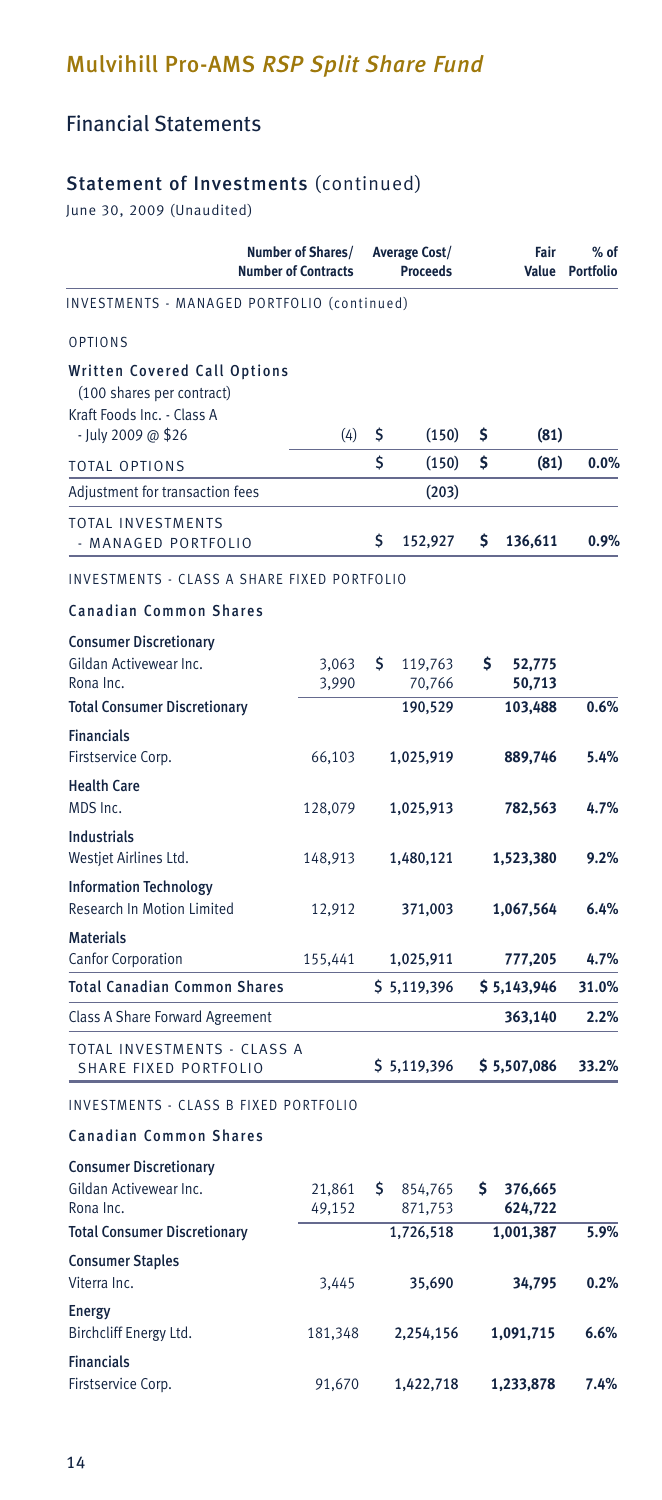# Mulvihill Pro-AMS *RSP Split Share Fund*

## Financial Statements

### Statement of Investments (continued)

June 30, 2009 (Unaudited)

| | Number of Shares/ Number of Contracts | Average Cost/ Proceeds | Fair Value | % of Portfolio |
|---|---|---|---|---|
| INVESTMENTS - MANAGED PORTFOLIO (continued) | | | | |
| OPTIONS | | | | |
| **Written Covered Call Options** | | | | |
| (100 shares per contract) | | | | |
| Kraft Foods Inc. - Class A - July 2009 @ $26 | (4) | $ (150) | $ (81) | |
| TOTAL OPTIONS | | $ (150) | $ (81) | 0.0% |
| Adjustment for transaction fees | | (203) | | |
| TOTAL INVESTMENTS - MANAGED PORTFOLIO | | $ 152,927 | $ 136,611 | 0.9% |
| INVESTMENTS - CLASS A SHARE FIXED PORTFOLIO | | | | |
| **Canadian Common Shares** | | | | |
| **Consumer Discretionary** | | | | |
| Gildan Activewear Inc. | 3,063 | $ 119,763 | $ 52,775 | |
| Rona Inc. | 3,990 | 70,766 | 50,713 | |
| **Total Consumer Discretionary** | | 190,529 | 103,488 | 0.6% |
| **Financials** | | | | |
| Firstservice Corp. | 66,103 | 1,025,919 | 889,746 | 5.4% |
| **Health Care** | | | | |
| MDS Inc. | 128,079 | 1,025,913 | 782,563 | 4.7% |
| **Industrials** | | | | |
| Westjet Airlines Ltd. | 148,913 | 1,480,121 | 1,523,380 | 9.2% |
| **Information Technology** | | | | |
| Research In Motion Limited | 12,912 | 371,003 | 1,067,564 | 6.4% |
| **Materials** | | | | |
| Canfor Corporation | 155,441 | 1,025,911 | 777,205 | 4.7% |
| **Total Canadian Common Shares** | | $ 5,119,396 | $ 5,143,946 | 31.0% |
| Class A Share Forward Agreement | | | 363,140 | 2.2% |
| TOTAL INVESTMENTS - CLASS A SHARE FIXED PORTFOLIO | | $ 5,119,396 | $ 5,507,086 | 33.2% |
| INVESTMENTS - CLASS B FIXED PORTFOLIO | | | | |
| **Canadian Common Shares** | | | | |
| **Consumer Discretionary** | | | | |
| Gildan Activewear Inc. | 21,861 | $ 854,765 | $ 376,665 | |
| Rona Inc. | 49,152 | 871,753 | 624,722 | |
| **Total Consumer Discretionary** | | 1,726,518 | 1,001,387 | 5.9% |
| **Consumer Staples** | | | | |
| Viterra Inc. | 3,445 | 35,690 | 34,795 | 0.2% |
| **Energy** | | | | |
| Birchcliff Energy Ltd. | 181,348 | 2,254,156 | 1,091,715 | 6.6% |
| **Financials** | | | | |
| Firstservice Corp. | 91,670 | 1,422,718 | 1,233,878 | 7.4% |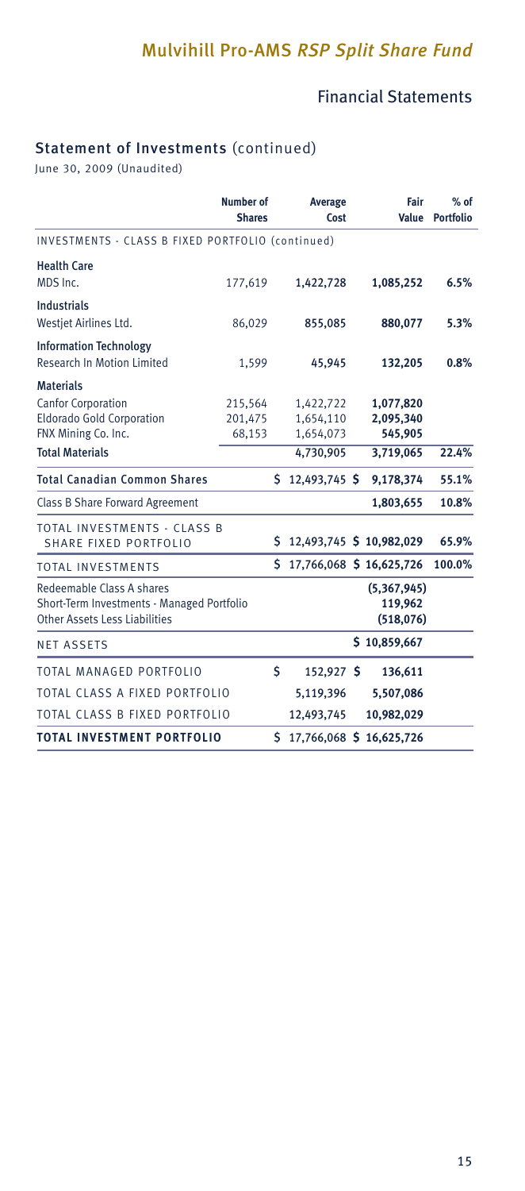# Mulvihill Pro-AMS *RSP Split Share Fund*

## Financial Statements

### Statement of Investments (continued)

June 30, 2009 (Unaudited)

| | Number of Shares | Average Cost | Fair Value | % of Portfolio |
|---|---|---|---|---|
| INVESTMENTS - CLASS B FIXED PORTFOLIO (continued) | | | | |
| **Health Care** | | | | |
| MDS Inc. | 177,619 | **1,422,728** | **1,085,252** | **6.5%** |
| **Industrials** | | | | |
| Westjet Airlines Ltd. | 86,029 | **855,085** | **880,077** | **5.3%** |
| **Information Technology** | | | | |
| Research In Motion Limited | 1,599 | **45,945** | **132,205** | **0.8%** |
| **Materials** | | | | |
| Canfor Corporation | 215,564 | 1,422,722 | 1,077,820 | |
| Eldorado Gold Corporation | 201,475 | 1,654,110 | 2,095,340 | |
| FNX Mining Co. Inc. | 68,153 | 1,654,073 | 545,905 | |
| **Total Materials** | | 4,730,905 | 3,719,065 | **22.4%** |
| **Total Canadian Common Shares** | | **$ 12,493,745** | **$ 9,178,374** | **55.1%** |
| Class B Share Forward Agreement | | | **1,803,655** | **10.8%** |
| TOTAL INVESTMENTS - CLASS B SHARE FIXED PORTFOLIO | | **$ 12,493,745** | **$ 10,982,029** | **65.9%** |
| TOTAL INVESTMENTS | | **$ 17,766,068** | **$ 16,625,726** | **100.0%** |
| Redeemable Class A shares | | | **(5,367,945)** | |
| Short-Term Investments - Managed Portfolio | | | **119,962** | |
| Other Assets Less Liabilities | | | **(518,076)** | |
| NET ASSETS | | | **$ 10,859,667** | |
| TOTAL MANAGED PORTFOLIO | | **$ 152,927** | **$ 136,611** | |
| TOTAL CLASS A FIXED PORTFOLIO | | **5,119,396** | **5,507,086** | |
| TOTAL CLASS B FIXED PORTFOLIO | | **12,493,745** | **10,982,029** | |
| **TOTAL INVESTMENT PORTFOLIO** | | **$ 17,766,068** | **$ 16,625,726** | |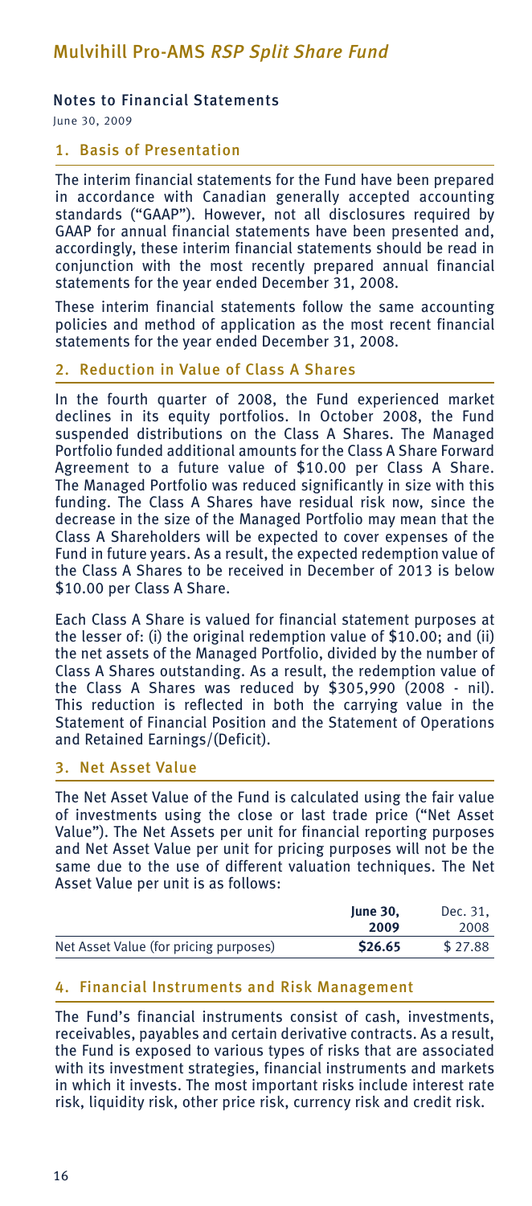## Notes to Financial Statements

June 30, 2009

### 1. Basis of Presentation

The interim financial statements for the Fund have been prepared in accordance with Canadian generally accepted accounting standards ("GAAP"). However, not all disclosures required by GAAP for annual financial statements have been presented and, accordingly, these interim financial statements should be read in conjunction with the most recently prepared annual financial statements for the year ended December 31, 2008.

These interim financial statements follow the same accounting policies and method of application as the most recent financial statements for the year ended December 31, 2008.

### 2. Reduction in Value of Class A Shares

In the fourth quarter of 2008, the Fund experienced market declines in its equity portfolios. In October 2008, the Fund suspended distributions on the Class A Shares. The Managed Portfolio funded additional amounts for the Class A Share Forward Agreement to a future value of $10.00 per Class A Share. The Managed Portfolio was reduced significantly in size with this funding. The Class A Shares have residual risk now, since the decrease in the size of the Managed Portfolio may mean that the Class A Shareholders will be expected to cover expenses of the Fund in future years. As a result, the expected redemption value of the Class A Shares to be received in December of 2013 is below $10.00 per Class A Share.

Each Class A Share is valued for financial statement purposes at the lesser of: (i) the original redemption value of $10.00; and (ii) the net assets of the Managed Portfolio, divided by the number of Class A Shares outstanding. As a result, the redemption value of the Class A Shares was reduced by $305,990 (2008 - nil). This reduction is reflected in both the carrying value in the Statement of Financial Position and the Statement of Operations and Retained Earnings/(Deficit).

### 3. Net Asset Value

The Net Asset Value of the Fund is calculated using the fair value of investments using the close or last trade price ("Net Asset Value"). The Net Assets per unit for financial reporting purposes and Net Asset Value per unit for pricing purposes will not be the same due to the use of different valuation techniques. The Net Asset Value per unit is as follows:

| | **June 30, 2009** | Dec. 31, 2008 |
|---|---|---|
| Net Asset Value (for pricing purposes) | **$26.65** | $ 27.88 |

### 4. Financial Instruments and Risk Management

The Fund's financial instruments consist of cash, investments, receivables, payables and certain derivative contracts. As a result, the Fund is exposed to various types of risks that are associated with its investment strategies, financial instruments and markets in which it invests. The most important risks include interest rate risk, liquidity risk, other price risk, currency risk and credit risk.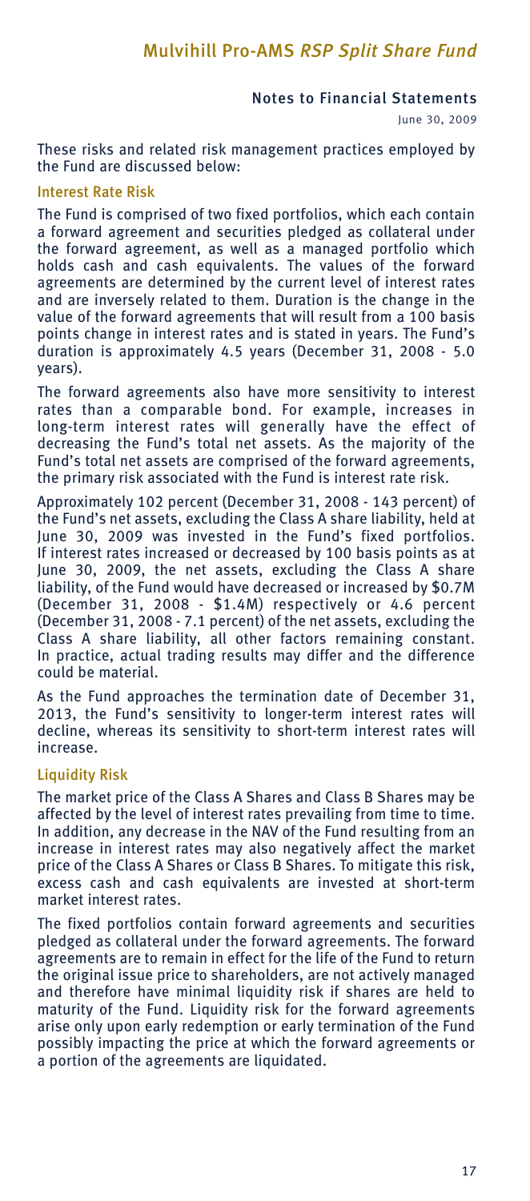These risks and related risk management practices employed by the Fund are discussed below:

### Interest Rate Risk

The Fund is comprised of two fixed portfolios, which each contain a forward agreement and securities pledged as collateral under the forward agreement, as well as a managed portfolio which holds cash and cash equivalents. The values of the forward agreements are determined by the current level of interest rates and are inversely related to them. Duration is the change in the value of the forward agreements that will result from a 100 basis points change in interest rates and is stated in years. The Fund's duration is approximately 4.5 years (December 31, 2008 - 5.0 years).

The forward agreements also have more sensitivity to interest rates than a comparable bond. For example, increases in long-term interest rates will generally have the effect of decreasing the Fund's total net assets. As the majority of the Fund's total net assets are comprised of the forward agreements, the primary risk associated with the Fund is interest rate risk.

Approximately 102 percent (December 31, 2008 - 143 percent) of the Fund's net assets, excluding the Class A share liability, held at June 30, 2009 was invested in the Fund's fixed portfolios. If interest rates increased or decreased by 100 basis points as at June 30, 2009, the net assets, excluding the Class A share liability, of the Fund would have decreased or increased by $0.7M (December 31, 2008 - $1.4M) respectively or 4.6 percent (December 31, 2008 - 7.1 percent) of the net assets, excluding the Class A share liability, all other factors remaining constant. In practice, actual trading results may differ and the difference could be material.

As the Fund approaches the termination date of December 31, 2013, the Fund's sensitivity to longer-term interest rates will decline, whereas its sensitivity to short-term interest rates will increase.

### Liquidity Risk

The market price of the Class A Shares and Class B Shares may be affected by the level of interest rates prevailing from time to time. In addition, any decrease in the NAV of the Fund resulting from an increase in interest rates may also negatively affect the market price of the Class A Shares or Class B Shares. To mitigate this risk, excess cash and cash equivalents are invested at short-term market interest rates.

The fixed portfolios contain forward agreements and securities pledged as collateral under the forward agreements. The forward agreements are to remain in effect for the life of the Fund to return the original issue price to shareholders, are not actively managed and therefore have minimal liquidity risk if shares are held to maturity of the Fund. Liquidity risk for the forward agreements arise only upon early redemption or early termination of the Fund possibly impacting the price at which the forward agreements or a portion of the agreements are liquidated.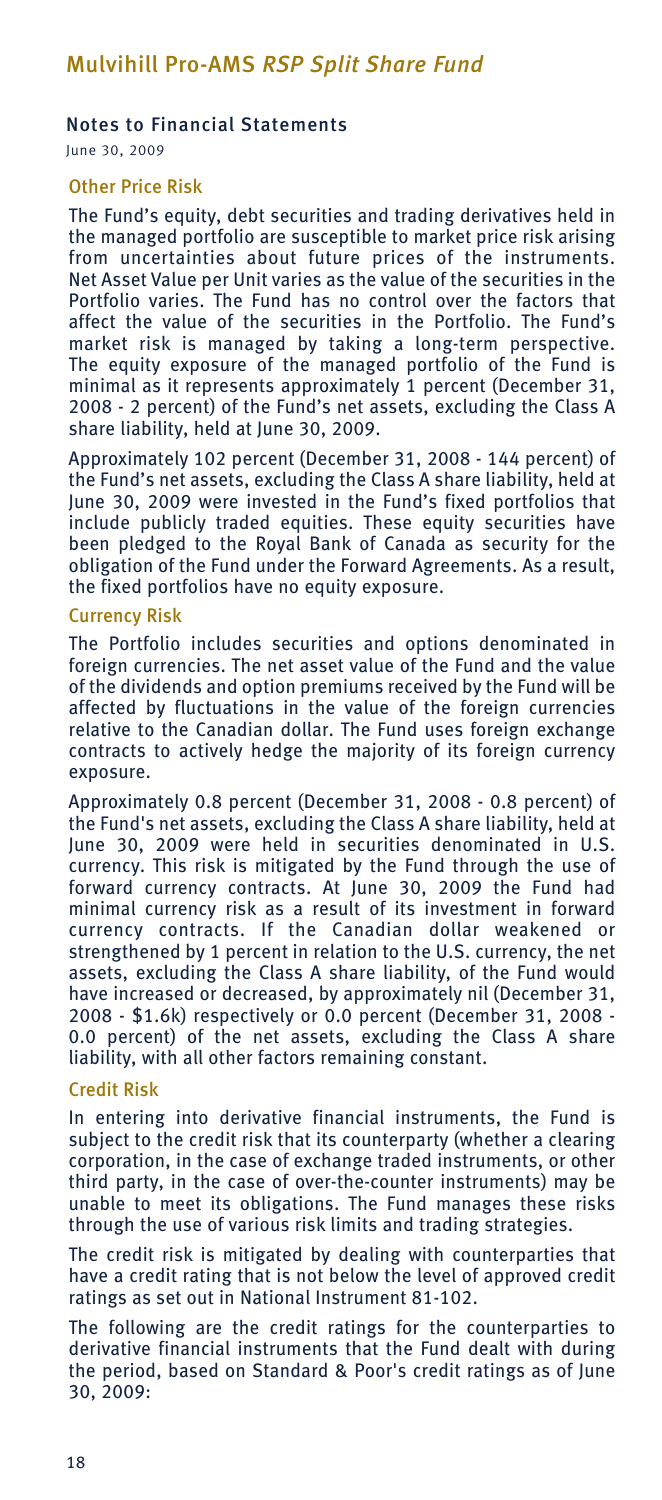## Notes to Financial Statements

June 30, 2009

### Other Price Risk

The Fund's equity, debt securities and trading derivatives held in the managed portfolio are susceptible to market price risk arising from uncertainties about future prices of the instruments. Net Asset Value per Unit varies as the value of the securities in the Portfolio varies. The Fund has no control over the factors that affect the value of the securities in the Portfolio. The Fund's market risk is managed by taking a long-term perspective. The equity exposure of the managed portfolio of the Fund is minimal as it represents approximately 1 percent (December 31, 2008 - 2 percent) of the Fund's net assets, excluding the Class A share liability, held at June 30, 2009.

Approximately 102 percent (December 31, 2008 - 144 percent) of the Fund's net assets, excluding the Class A share liability, held at June 30, 2009 were invested in the Fund's fixed portfolios that include publicly traded equities. These equity securities have been pledged to the Royal Bank of Canada as security for the obligation of the Fund under the Forward Agreements. As a result, the fixed portfolios have no equity exposure.

### Currency Risk

The Portfolio includes securities and options denominated in foreign currencies. The net asset value of the Fund and the value of the dividends and option premiums received by the Fund will be affected by fluctuations in the value of the foreign currencies relative to the Canadian dollar. The Fund uses foreign exchange contracts to actively hedge the majority of its foreign currency exposure.

Approximately 0.8 percent (December 31, 2008 - 0.8 percent) of the Fund's net assets, excluding the Class A share liability, held at June 30, 2009 were held in securities denominated in U.S. currency. This risk is mitigated by the Fund through the use of forward currency contracts. At June 30, 2009 the Fund had minimal currency risk as a result of its investment in forward currency contracts. If the Canadian dollar weakened or strengthened by 1 percent in relation to the U.S. currency, the net assets, excluding the Class A share liability, of the Fund would have increased or decreased, by approximately nil (December 31, 2008 - $1.6k) respectively or 0.0 percent (December 31, 2008 - 0.0 percent) of the net assets, excluding the Class A share liability, with all other factors remaining constant.

### Credit Risk

In entering into derivative financial instruments, the Fund is subject to the credit risk that its counterparty (whether a clearing corporation, in the case of exchange traded instruments, or other third party, in the case of over-the-counter instruments) may be unable to meet its obligations. The Fund manages these risks through the use of various risk limits and trading strategies.

The credit risk is mitigated by dealing with counterparties that have a credit rating that is not below the level of approved credit ratings as set out in National Instrument 81-102.

The following are the credit ratings for the counterparties to derivative financial instruments that the Fund dealt with during the period, based on Standard & Poor's credit ratings as of June 30, 2009: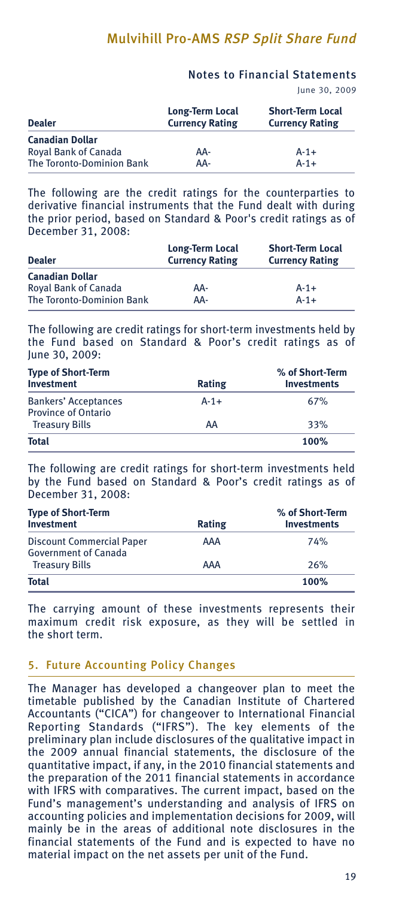| Dealer | Long-Term Local Currency Rating | Short-Term Local Currency Rating |
|---|---|---|
| **Canadian Dollar** | | |
| Royal Bank of Canada | AA- | A-1+ |
| The Toronto-Dominion Bank | AA- | A-1+ |

The following are the credit ratings for the counterparties to derivative financial instruments that the Fund dealt with during the prior period, based on Standard & Poor's credit ratings as of December 31, 2008:

| Dealer | Long-Term Local Currency Rating | Short-Term Local Currency Rating |
|---|---|---|
| **Canadian Dollar** | | |
| Royal Bank of Canada | AA- | A-1+ |
| The Toronto-Dominion Bank | AA- | A-1+ |

The following are credit ratings for short-term investments held by the Fund based on Standard & Poor's credit ratings as of June 30, 2009:

| Type of Short-Term Investment | Rating | % of Short-Term Investments |
|---|---|---|
| Bankers' Acceptances | A-1+ | 67% |
| Province of Ontario Treasury Bills | AA | 33% |
| **Total** | | **100%** |

The following are credit ratings for short-term investments held by the Fund based on Standard & Poor's credit ratings as of December 31, 2008:

| Type of Short-Term Investment | Rating | % of Short-Term Investments |
|---|---|---|
| Discount Commercial Paper | AAA | 74% |
| Government of Canada Treasury Bills | AAA | 26% |
| **Total** | | **100%** |

The carrying amount of these investments represents their maximum credit risk exposure, as they will be settled in the short term.

## 5. Future Accounting Policy Changes

The Manager has developed a changeover plan to meet the timetable published by the Canadian Institute of Chartered Accountants ("CICA") for changeover to International Financial Reporting Standards ("IFRS"). The key elements of the preliminary plan include disclosures of the qualitative impact in the 2009 annual financial statements, the disclosure of the quantitative impact, if any, in the 2010 financial statements and the preparation of the 2011 financial statements in accordance with IFRS with comparatives. The current impact, based on the Fund's management's understanding and analysis of IFRS on accounting policies and implementation decisions for 2009, will mainly be in the areas of additional note disclosures in the financial statements of the Fund and is expected to have no material impact on the net assets per unit of the Fund.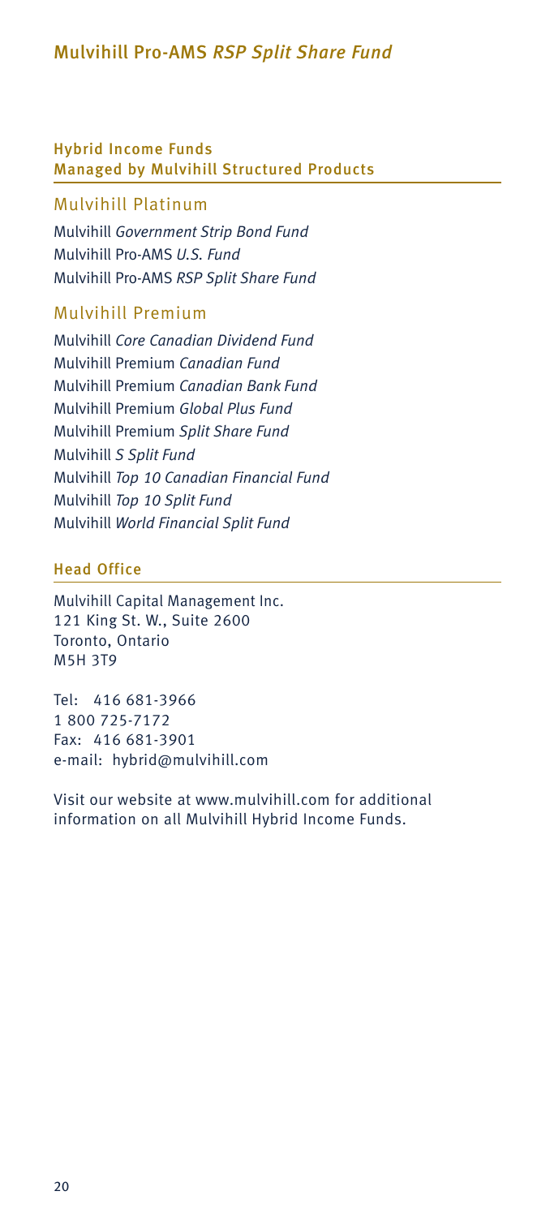## Hybrid Income Funds
## Managed by Mulvihill Structured Products

### Mulvihill Platinum

Mulvihill *Government Strip Bond Fund*
Mulvihill Pro-AMS *U.S. Fund*
Mulvihill Pro-AMS *RSP Split Share Fund*

### Mulvihill Premium

Mulvihill *Core Canadian Dividend Fund*
Mulvihill Premium *Canadian Fund*
Mulvihill Premium *Canadian Bank Fund*
Mulvihill Premium *Global Plus Fund*
Mulvihill Premium *Split Share Fund*
Mulvihill *S Split Fund*
Mulvihill *Top 10 Canadian Financial Fund*
Mulvihill *Top 10 Split Fund*
Mulvihill *World Financial Split Fund*

## Head Office

Mulvihill Capital Management Inc.
121 King St. W., Suite 2600
Toronto, Ontario
M5H 3T9

Tel: 416 681-3966
1 800 725-7172
Fax: 416 681-3901
e-mail: hybrid@mulvihill.com

Visit our website at www.mulvihill.com for additional information on all Mulvihill Hybrid Income Funds.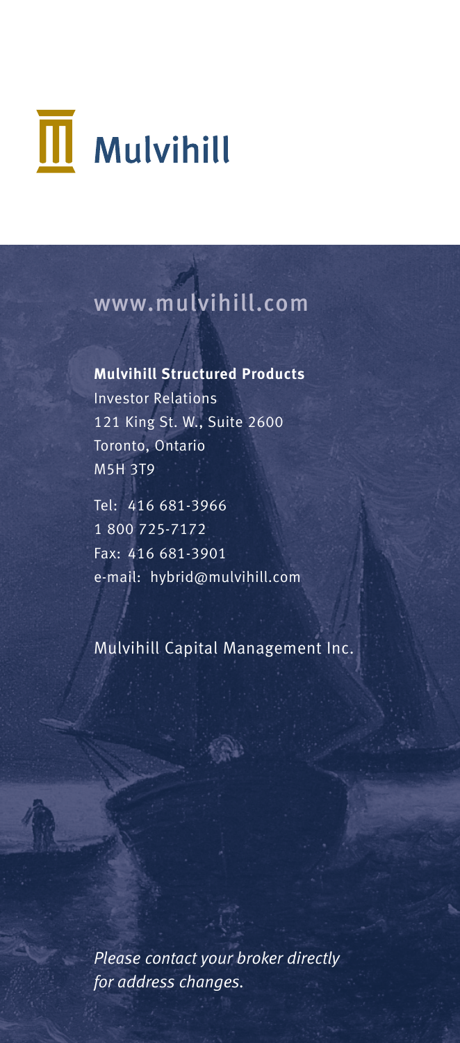# Mulvihill

www.mulvihill.com

**Mulvihill Structured Products**

Investor Relations
121 King St. W., Suite 2600
Toronto, Ontario
M5H 3T9

Tel: 416 681-3966
1 800 725-7172
Fax: 416 681-3901
e-mail: hybrid@mulvihill.com

Mulvihill Capital Management Inc.

*Please contact your broker directly for address changes.*